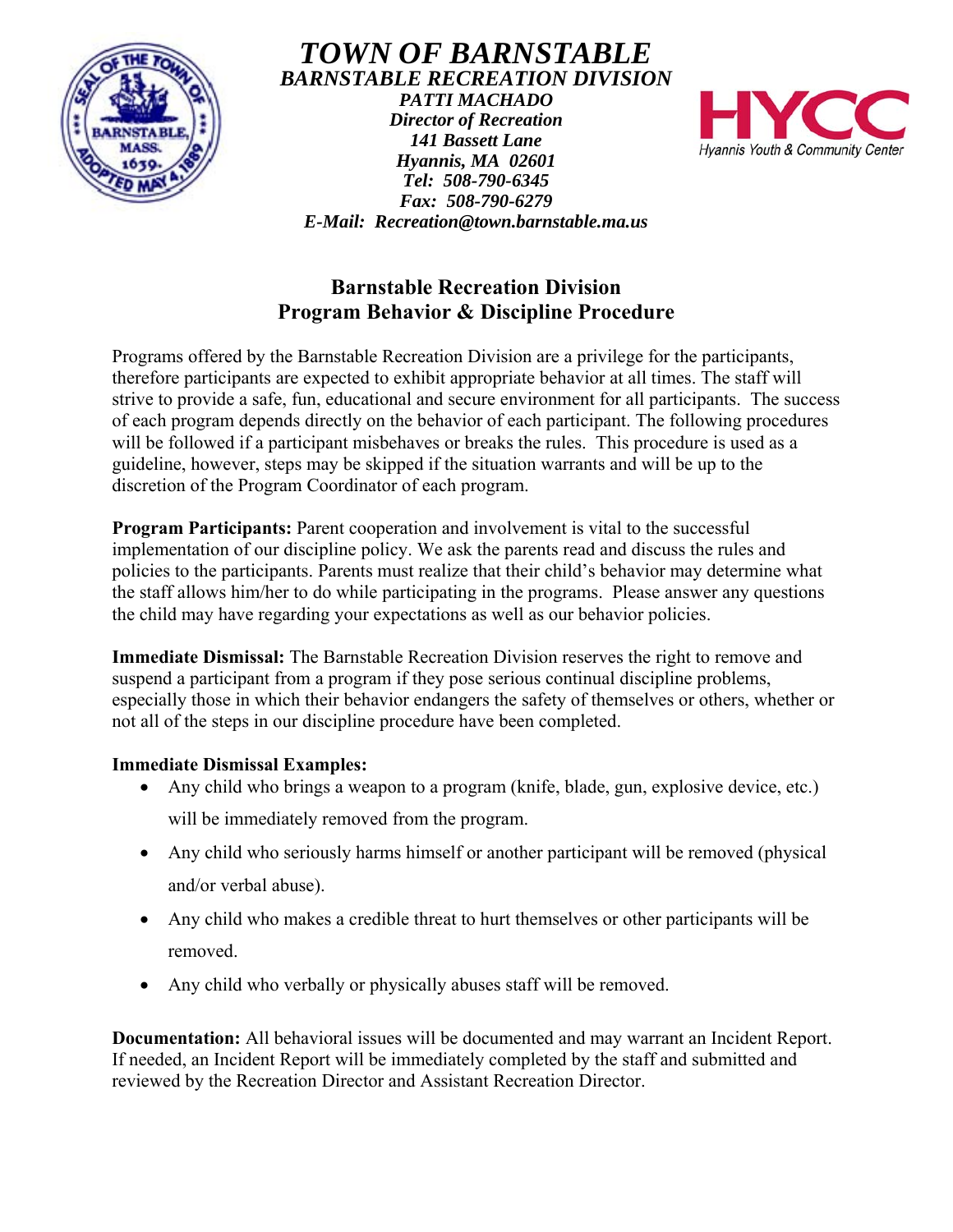# *TOWN OF BARNSTABLE*

***BARNSTABLE RECREATION DIVISION***

***PATTI MACHADO***
***Director of Recreation***
***141 Bassett Lane***
***Hyannis, MA 02601***
***Tel: 508-790-6345***
***Fax: 508-790-6279***
***E-Mail: Recreation@town.barnstable.ma.us***

HYCC
Hyannis Youth & Community Center

## Barnstable Recreation Division
## Program Behavior & Discipline Procedure

Programs offered by the Barnstable Recreation Division are a privilege for the participants, therefore participants are expected to exhibit appropriate behavior at all times. The staff will strive to provide a safe, fun, educational and secure environment for all participants. The success of each program depends directly on the behavior of each participant. The following procedures will be followed if a participant misbehaves or breaks the rules. This procedure is used as a guideline, however, steps may be skipped if the situation warrants and will be up to the discretion of the Program Coordinator of each program.

**Program Participants:** Parent cooperation and involvement is vital to the successful implementation of our discipline policy. We ask the parents read and discuss the rules and policies to the participants. Parents must realize that their child's behavior may determine what the staff allows him/her to do while participating in the programs. Please answer any questions the child may have regarding your expectations as well as our behavior policies.

**Immediate Dismissal:** The Barnstable Recreation Division reserves the right to remove and suspend a participant from a program if they pose serious continual discipline problems, especially those in which their behavior endangers the safety of themselves or others, whether or not all of the steps in our discipline procedure have been completed.

**Immediate Dismissal Examples:**

- Any child who brings a weapon to a program (knife, blade, gun, explosive device, etc.) will be immediately removed from the program.
- Any child who seriously harms himself or another participant will be removed (physical and/or verbal abuse).
- Any child who makes a credible threat to hurt themselves or other participants will be removed.
- Any child who verbally or physically abuses staff will be removed.

**Documentation:** All behavioral issues will be documented and may warrant an Incident Report. If needed, an Incident Report will be immediately completed by the staff and submitted and reviewed by the Recreation Director and Assistant Recreation Director.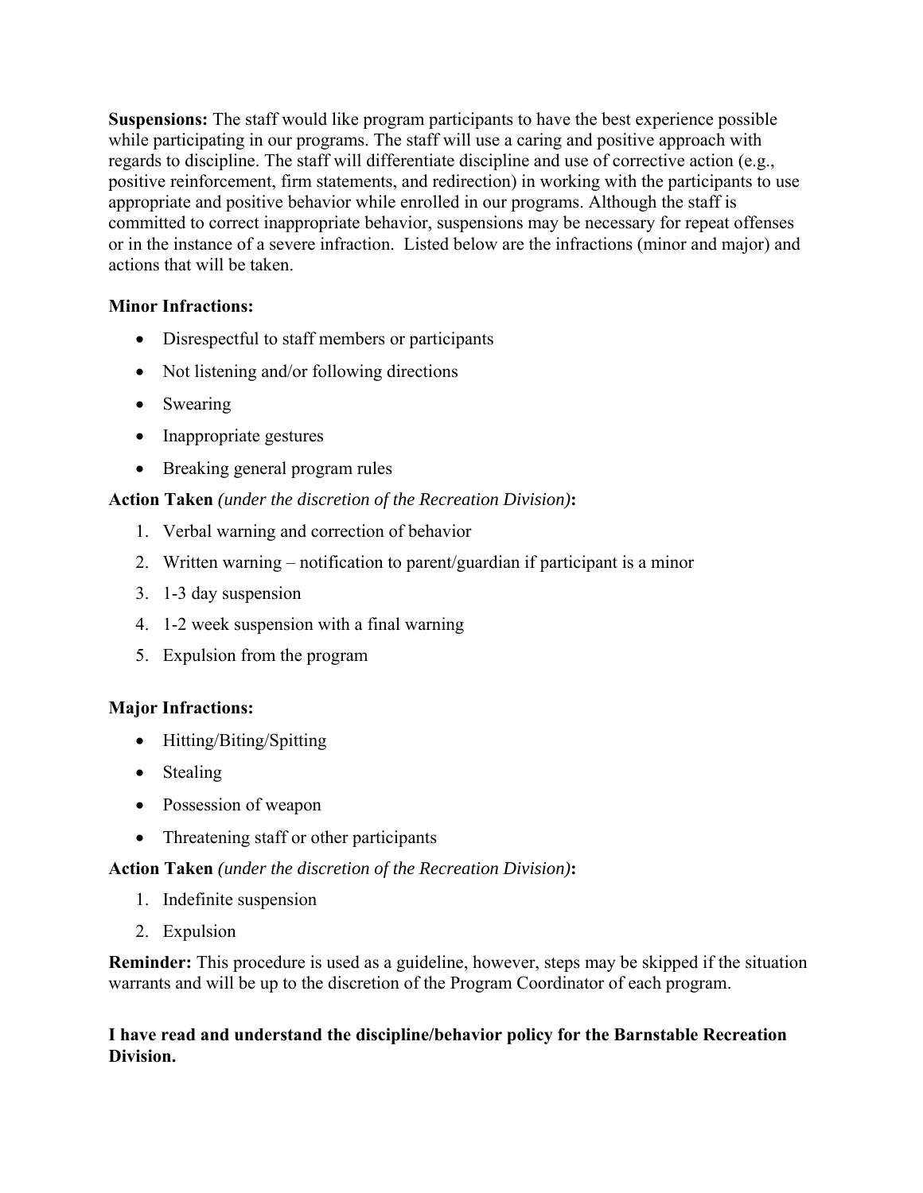**Suspensions:** The staff would like program participants to have the best experience possible while participating in our programs. The staff will use a caring and positive approach with regards to discipline. The staff will differentiate discipline and use of corrective action (e.g., positive reinforcement, firm statements, and redirection) in working with the participants to use appropriate and positive behavior while enrolled in our programs. Although the staff is committed to correct inappropriate behavior, suspensions may be necessary for repeat offenses or in the instance of a severe infraction. Listed below are the infractions (minor and major) and actions that will be taken.

**Minor Infractions:**

- Disrespectful to staff members or participants
- Not listening and/or following directions
- Swearing
- Inappropriate gestures
- Breaking general program rules

**Action Taken** *(under the discretion of the Recreation Division)***:**

1. Verbal warning and correction of behavior
2. Written warning – notification to parent/guardian if participant is a minor
3. 1-3 day suspension
4. 1-2 week suspension with a final warning
5. Expulsion from the program

**Major Infractions:**

- Hitting/Biting/Spitting
- Stealing
- Possession of weapon
- Threatening staff or other participants

**Action Taken** *(under the discretion of the Recreation Division)***:**

1. Indefinite suspension
2. Expulsion

**Reminder:** This procedure is used as a guideline, however, steps may be skipped if the situation warrants and will be up to the discretion of the Program Coordinator of each program.

**I have read and understand the discipline/behavior policy for the Barnstable Recreation Division.**